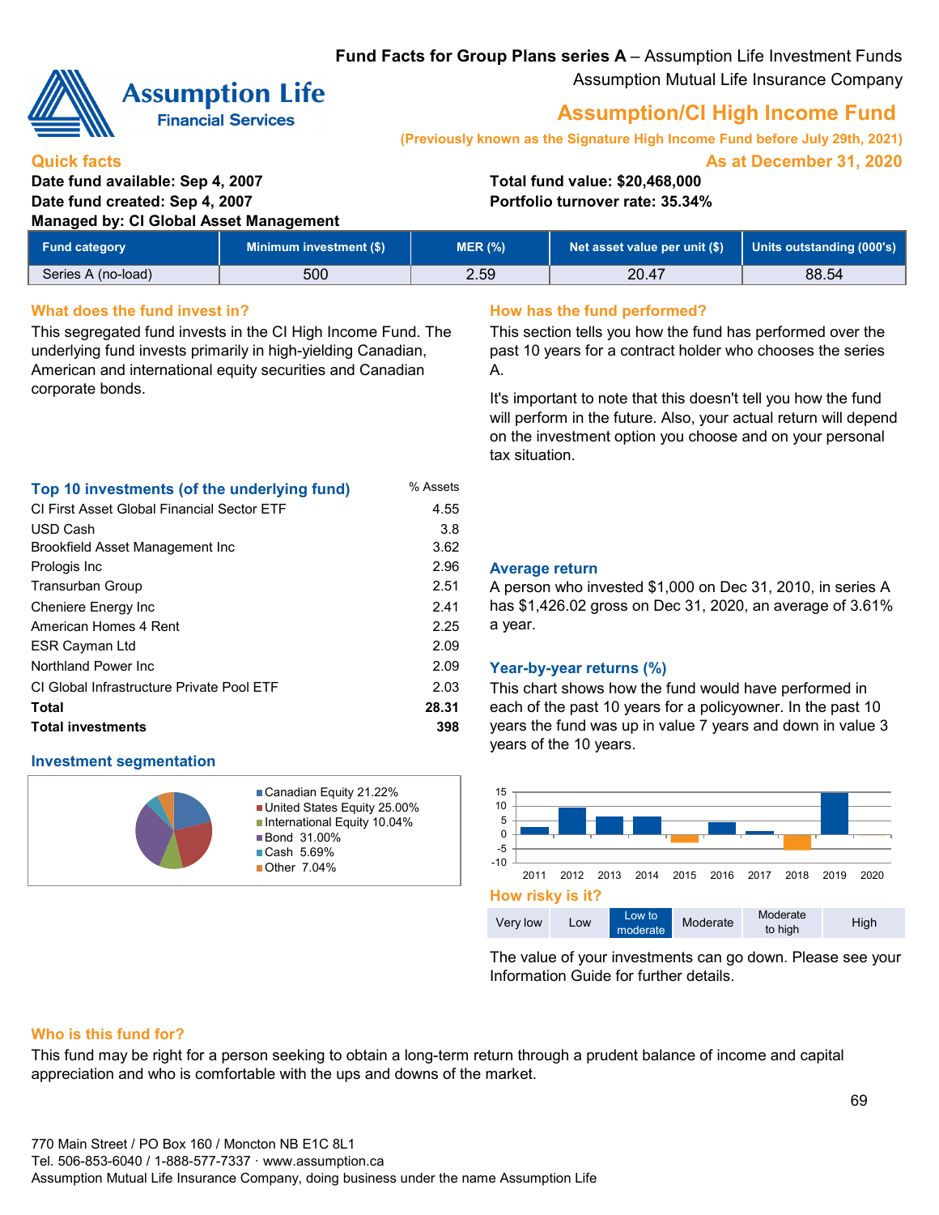**Fund Facts for Group Plans series A** – Assumption Life Investment Funds
Assumption Mutual Life Insurance Company

# Assumption/CI High Income Fund

**(Previously known as the Signature High Income Fund before July 29th, 2021)**

## Quick facts

**As at December 31, 2020**

**Date fund available: Sep 4, 2007**
**Date fund created: Sep 4, 2007**
**Managed by: CI Global Asset Management**

**Total fund value: $20,468,000**
**Portfolio turnover rate: 35.34%**

| Fund category | Minimum investment ($) | MER (%) | Net asset value per unit ($) | Units outstanding (000's) |
|---|---|---|---|---|
| Series A (no-load) | 500 | 2.59 | 20.47 | 88.54 |

## What does the fund invest in?

This segregated fund invests in the CI High Income Fund. The underlying fund invests primarily in high-yielding Canadian, American and international equity securities and Canadian corporate bonds.

### Top 10 investments (of the underlying fund)

| | % Assets |
|---|---|
| CI First Asset Global Financial Sector ETF | 4.55 |
| USD Cash | 3.8 |
| Brookfield Asset Management Inc | 3.62 |
| Prologis Inc | 2.96 |
| Transurban Group | 2.51 |
| Cheniere Energy Inc | 2.41 |
| American Homes 4 Rent | 2.25 |
| ESR Cayman Ltd | 2.09 |
| Northland Power Inc | 2.09 |
| CI Global Infrastructure Private Pool ETF | 2.03 |
| **Total** | **28.31** |
| **Total investments** | **398** |

### Investment segmentation

- Canadian Equity 21.22%
- United States Equity 25.00%
- International Equity 10.04%
- Bond 31.00%
- Cash 5.69%
- Other 7.04%

## How has the fund performed?

This section tells you how the fund has performed over the past 10 years for a contract holder who chooses the series A.

It's important to note that this doesn't tell you how the fund will perform in the future. Also, your actual return will depend on the investment option you choose and on your personal tax situation.

### Average return

A person who invested $1,000 on Dec 31, 2010, in series A has $1,426.02 gross on Dec 31, 2020, an average of 3.61% a year.

### Year-by-year returns (%)

This chart shows how the fund would have performed in each of the past 10 years for a policyowner. In the past 10 years the fund was up in value 7 years and down in value 3 years of the 10 years.

## How risky is it?

| Very low | Low | **Low to moderate** | Moderate | Moderate to high | High |
|---|---|---|---|---|---|

The value of your investments can go down. Please see your Information Guide for further details.

## Who is this fund for?

This fund may be right for a person seeking to obtain a long-term return through a prudent balance of income and capital appreciation and who is comfortable with the ups and downs of the market.

770 Main Street / PO Box 160 / Moncton NB E1C 8L1
Tel. 506-853-6040 / 1-888-577-7337 · www.assumption.ca
Assumption Mutual Life Insurance Company, doing business under the name Assumption Life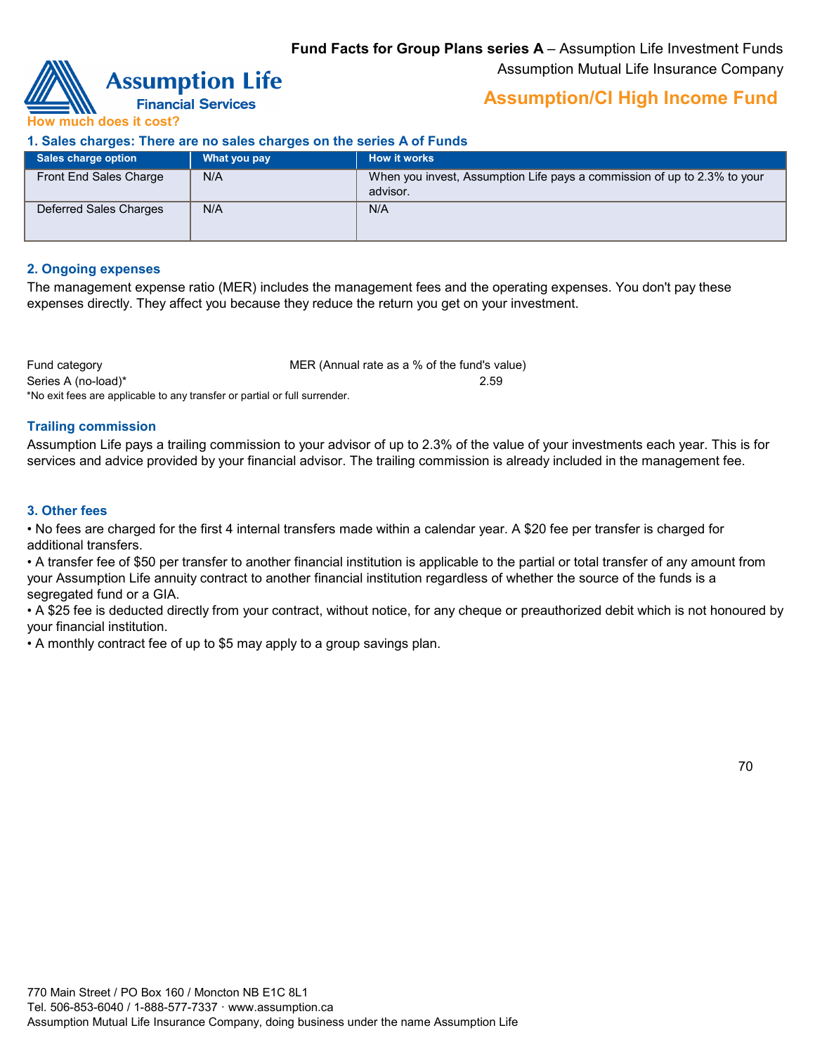## How much does it cost?

### 1. Sales charges: There are no sales charges on the series A of Funds

| Sales charge option | What you pay | How it works |
|---|---|---|
| Front End Sales Charge | N/A | When you invest, Assumption Life pays a commission of up to 2.3% to your advisor. |
| Deferred Sales Charges | N/A | N/A |

### 2. Ongoing expenses

The management expense ratio (MER) includes the management fees and the operating expenses. You don't pay these expenses directly. They affect you because they reduce the return you get on your investment.

| Fund category | MER (Annual rate as a % of the fund's value) |
|---|---|
| Series A (no-load)* | 2.59 |

*No exit fees are applicable to any transfer or partial or full surrender.

### Trailing commission

Assumption Life pays a trailing commission to your advisor of up to 2.3% of the value of your investments each year. This is for services and advice provided by your financial advisor. The trailing commission is already included in the management fee.

### 3. Other fees

- No fees are charged for the first 4 internal transfers made within a calendar year. A $20 fee per transfer is charged for additional transfers.
- A transfer fee of $50 per transfer to another financial institution is applicable to the partial or total transfer of any amount from your Assumption Life annuity contract to another financial institution regardless of whether the source of the funds is a segregated fund or a GIA.
- A $25 fee is deducted directly from your contract, without notice, for any cheque or preauthorized debit which is not honoured by your financial institution.
- A monthly contract fee of up to $5 may apply to a group savings plan.